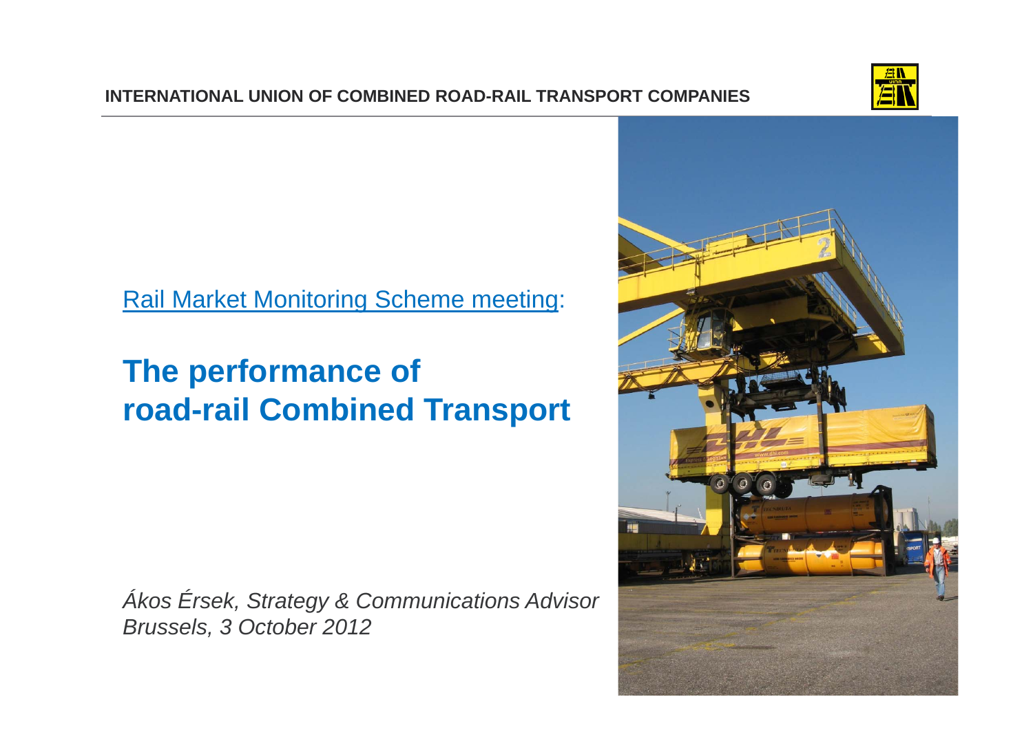**INTERNATIONAL UNION OF COMBINED ROAD-RAIL TRANSPORT COMPANIES**

Rail Market Monitoring Scheme meeting:

# The performance of road-rail Combined Transport

*Ákos Érsek, Strategy & Communications Advisor*
*Brussels, 3 October 2012*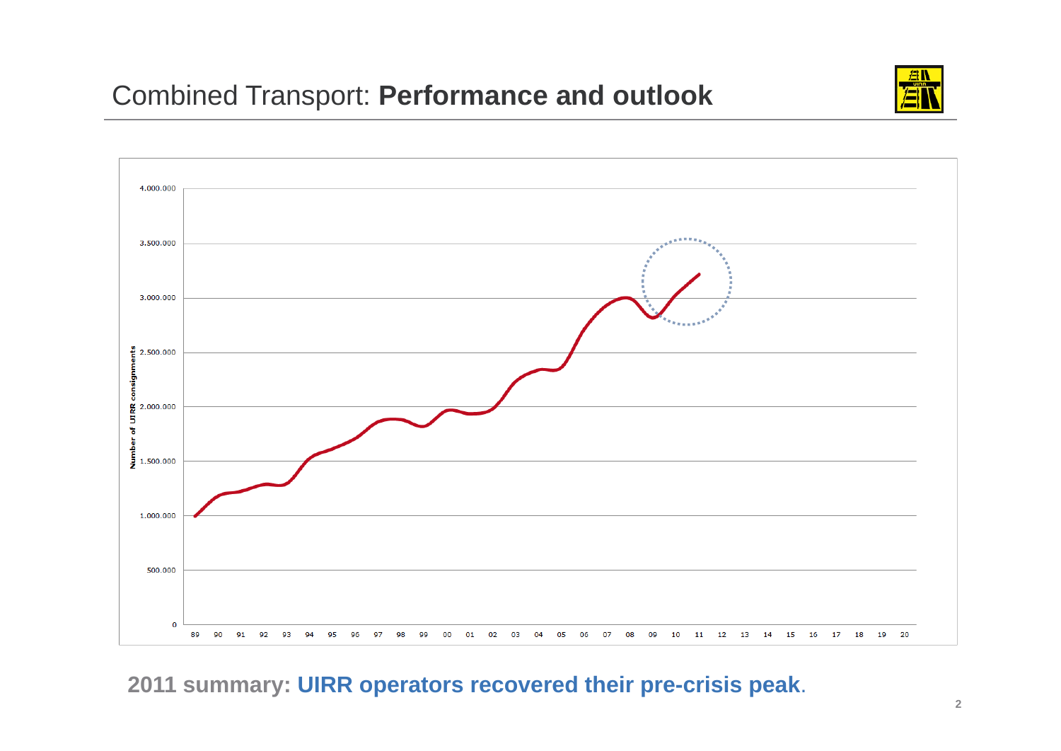# Combined Transport: **Performance and outlook**

**2011 summary: UIRR operators recovered their pre-crisis peak.**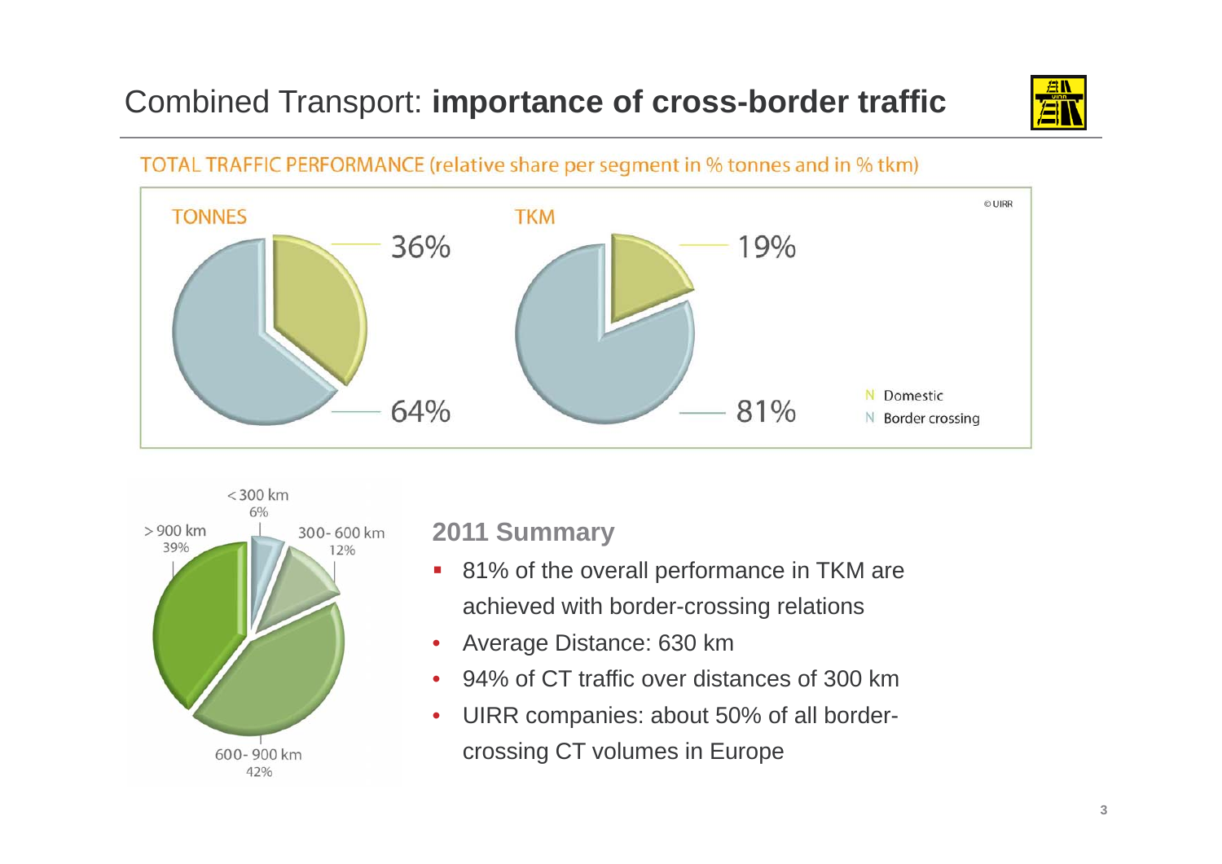# Combined Transport: **importance of cross-border traffic**

TOTAL TRAFFIC PERFORMANCE (relative share per segment in % tonnes and in % tkm)

TONNES

36%

64%

TKM

19%

81%

© UIRR

Domestic

Border crossing

< 300 km 6%

300 - 600 km 12%

600 - 900 km 42%

> 900 km 39%

### 2011 Summary

- 81% of the overall performance in TKM are achieved with border-crossing relations
- Average Distance: 630 km
- 94% of CT traffic over distances of 300 km
- UIRR companies: about 50% of all border-crossing CT volumes in Europe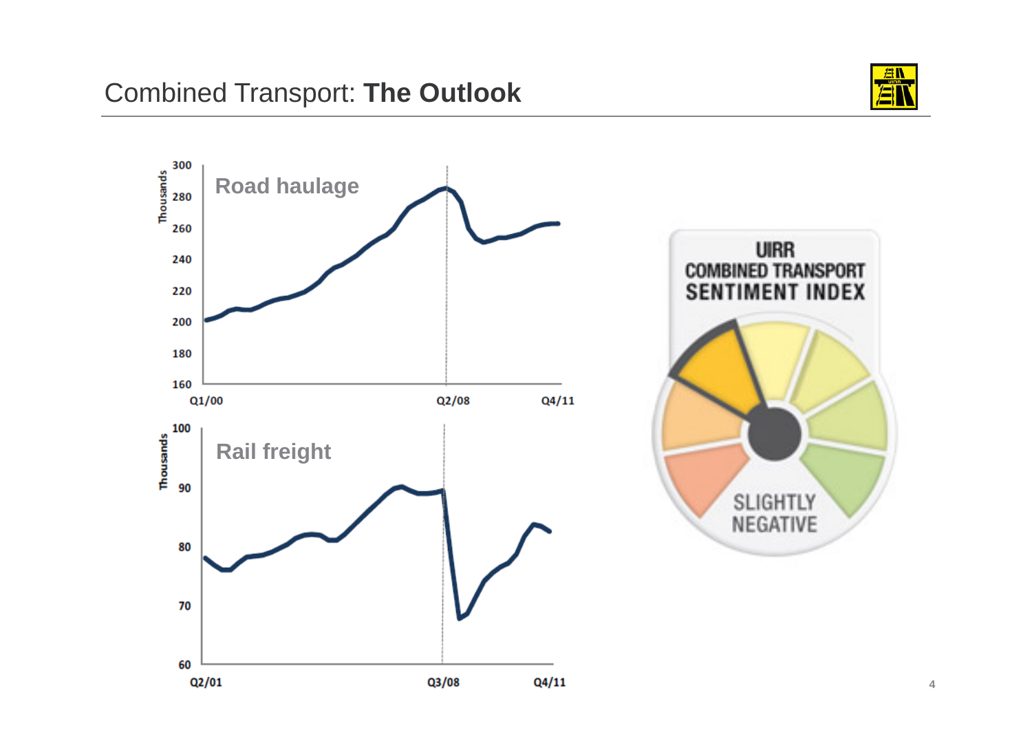# Combined Transport: **The Outlook**

Road haulage

Thousands

300
280
260
240
220
200
180
160

Q1/00 Q2/08 Q4/11

Rail freight

Thousands

100
90
80
70
60

Q2/01 Q3/08 Q4/11

UIRR COMBINED TRANSPORT SENTIMENT INDEX

SLIGHTLY NEGATIVE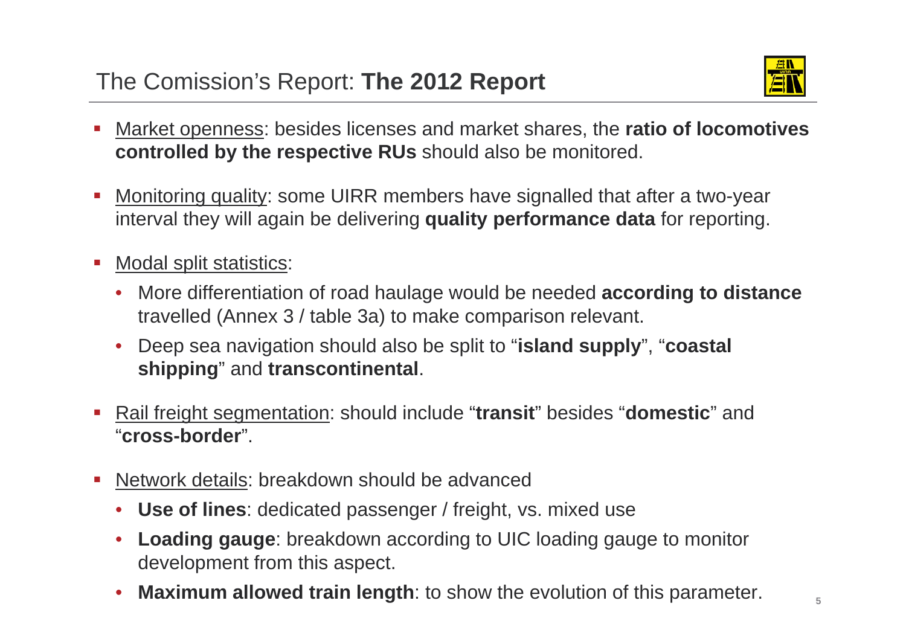# The Comission's Report: **The 2012 Report**

- Market openness: besides licenses and market shares, the **ratio of locomotives controlled by the respective RUs** should also be monitored.
- Monitoring quality: some UIRR members have signalled that after a two-year interval they will again be delivering **quality performance data** for reporting.
- Modal split statistics:
  - More differentiation of road haulage would be needed **according to distance** travelled (Annex 3 / table 3a) to make comparison relevant.
  - Deep sea navigation should also be split to "**island supply**", "**coastal shipping**" and **transcontinental**.
- Rail freight segmentation: should include "**transit**" besides "**domestic**" and "**cross-border**".
- Network details: breakdown should be advanced
  - **Use of lines**: dedicated passenger / freight, vs. mixed use
  - **Loading gauge**: breakdown according to UIC loading gauge to monitor development from this aspect.
  - **Maximum allowed train length**: to show the evolution of this parameter.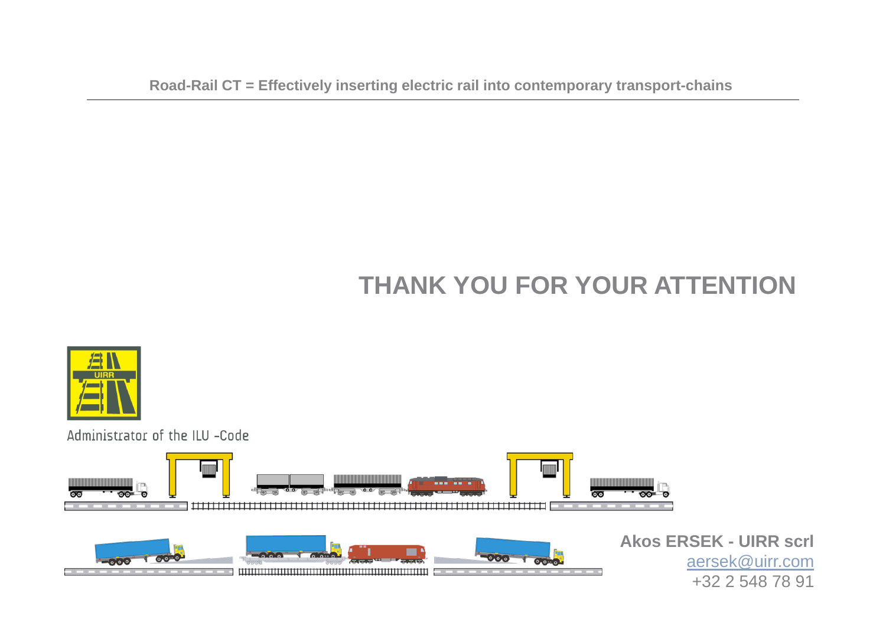Road-Rail CT = Effectively inserting electric rail into contemporary transport-chains

# THANK YOU FOR YOUR ATTENTION

Administrator of the ILU -Code

**Akos ERSEK - UIRR scrl**
aersek@uirr.com
+32 2 548 78 91